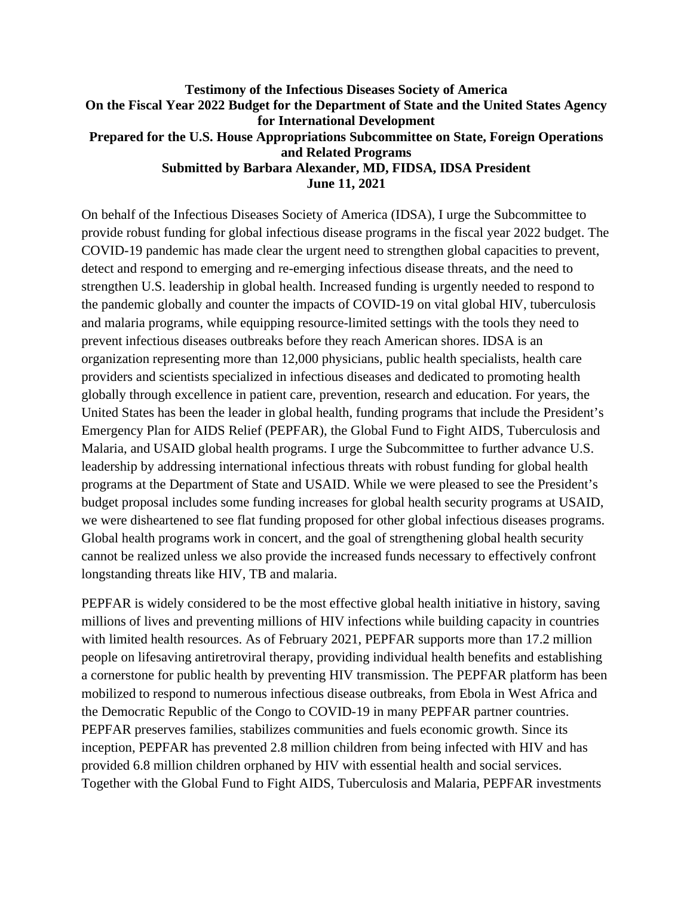**Testimony of the Infectious Diseases Society of America**
**On the Fiscal Year 2022 Budget for the Department of State and the United States Agency for International Development**
**Prepared for the U.S. House Appropriations Subcommittee on State, Foreign Operations and Related Programs**
**Submitted by Barbara Alexander, MD, FIDSA, IDSA President**
**June 11, 2021**

On behalf of the Infectious Diseases Society of America (IDSA), I urge the Subcommittee to provide robust funding for global infectious disease programs in the fiscal year 2022 budget. The COVID-19 pandemic has made clear the urgent need to strengthen global capacities to prevent, detect and respond to emerging and re-emerging infectious disease threats, and the need to strengthen U.S. leadership in global health. Increased funding is urgently needed to respond to the pandemic globally and counter the impacts of COVID-19 on vital global HIV, tuberculosis and malaria programs, while equipping resource-limited settings with the tools they need to prevent infectious diseases outbreaks before they reach American shores. IDSA is an organization representing more than 12,000 physicians, public health specialists, health care providers and scientists specialized in infectious diseases and dedicated to promoting health globally through excellence in patient care, prevention, research and education. For years, the United States has been the leader in global health, funding programs that include the President's Emergency Plan for AIDS Relief (PEPFAR), the Global Fund to Fight AIDS, Tuberculosis and Malaria, and USAID global health programs. I urge the Subcommittee to further advance U.S. leadership by addressing international infectious threats with robust funding for global health programs at the Department of State and USAID. While we were pleased to see the President's budget proposal includes some funding increases for global health security programs at USAID, we were disheartened to see flat funding proposed for other global infectious diseases programs. Global health programs work in concert, and the goal of strengthening global health security cannot be realized unless we also provide the increased funds necessary to effectively confront longstanding threats like HIV, TB and malaria.

PEPFAR is widely considered to be the most effective global health initiative in history, saving millions of lives and preventing millions of HIV infections while building capacity in countries with limited health resources. As of February 2021, PEPFAR supports more than 17.2 million people on lifesaving antiretroviral therapy, providing individual health benefits and establishing a cornerstone for public health by preventing HIV transmission. The PEPFAR platform has been mobilized to respond to numerous infectious disease outbreaks, from Ebola in West Africa and the Democratic Republic of the Congo to COVID-19 in many PEPFAR partner countries. PEPFAR preserves families, stabilizes communities and fuels economic growth. Since its inception, PEPFAR has prevented 2.8 million children from being infected with HIV and has provided 6.8 million children orphaned by HIV with essential health and social services. Together with the Global Fund to Fight AIDS, Tuberculosis and Malaria, PEPFAR investments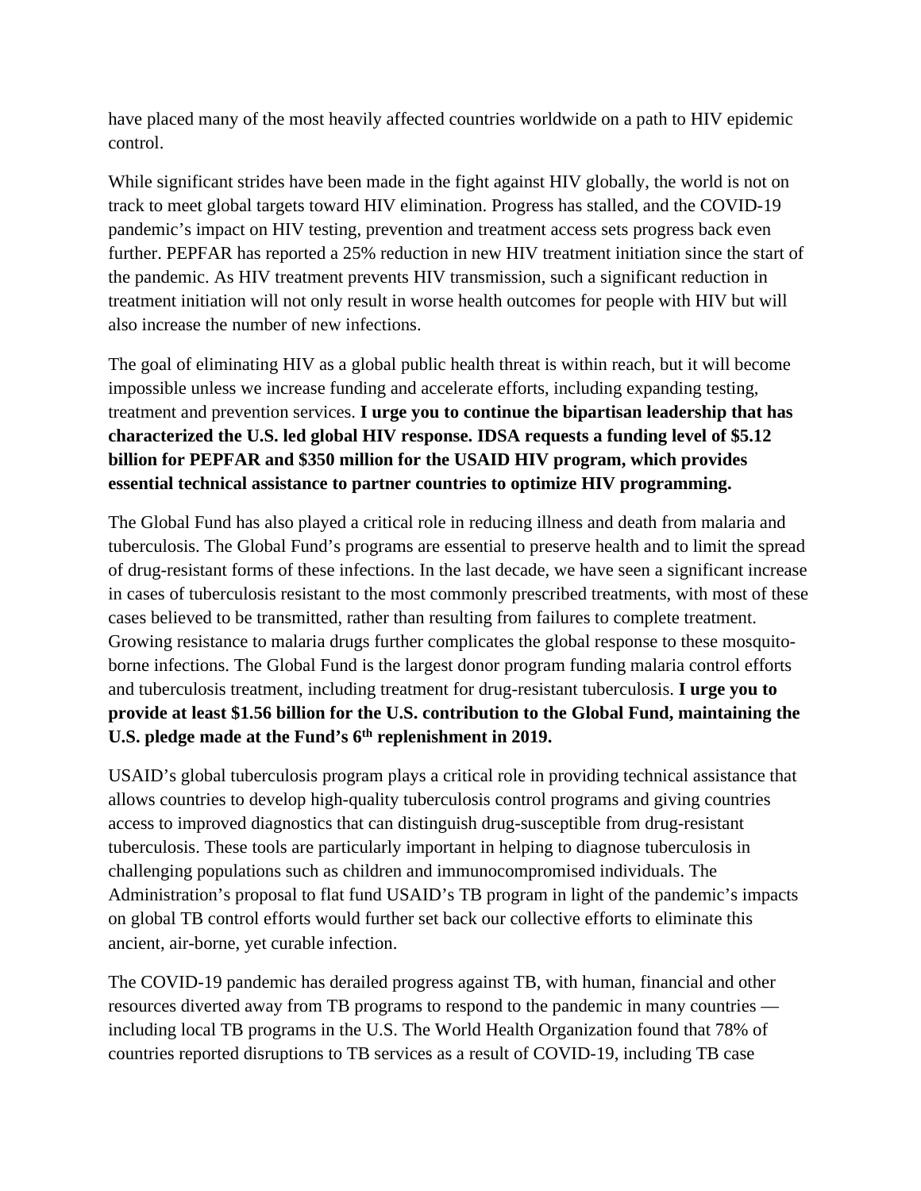have placed many of the most heavily affected countries worldwide on a path to HIV epidemic control.

While significant strides have been made in the fight against HIV globally, the world is not on track to meet global targets toward HIV elimination. Progress has stalled, and the COVID-19 pandemic's impact on HIV testing, prevention and treatment access sets progress back even further. PEPFAR has reported a 25% reduction in new HIV treatment initiation since the start of the pandemic. As HIV treatment prevents HIV transmission, such a significant reduction in treatment initiation will not only result in worse health outcomes for people with HIV but will also increase the number of new infections.

The goal of eliminating HIV as a global public health threat is within reach, but it will become impossible unless we increase funding and accelerate efforts, including expanding testing, treatment and prevention services. **I urge you to continue the bipartisan leadership that has characterized the U.S. led global HIV response. IDSA requests a funding level of $5.12 billion for PEPFAR and $350 million for the USAID HIV program, which provides essential technical assistance to partner countries to optimize HIV programming.**

The Global Fund has also played a critical role in reducing illness and death from malaria and tuberculosis. The Global Fund's programs are essential to preserve health and to limit the spread of drug-resistant forms of these infections. In the last decade, we have seen a significant increase in cases of tuberculosis resistant to the most commonly prescribed treatments, with most of these cases believed to be transmitted, rather than resulting from failures to complete treatment. Growing resistance to malaria drugs further complicates the global response to these mosquito-borne infections. The Global Fund is the largest donor program funding malaria control efforts and tuberculosis treatment, including treatment for drug-resistant tuberculosis. **I urge you to provide at least $1.56 billion for the U.S. contribution to the Global Fund, maintaining the U.S. pledge made at the Fund's 6th replenishment in 2019.**

USAID's global tuberculosis program plays a critical role in providing technical assistance that allows countries to develop high-quality tuberculosis control programs and giving countries access to improved diagnostics that can distinguish drug-susceptible from drug-resistant tuberculosis. These tools are particularly important in helping to diagnose tuberculosis in challenging populations such as children and immunocompromised individuals. The Administration's proposal to flat fund USAID's TB program in light of the pandemic's impacts on global TB control efforts would further set back our collective efforts to eliminate this ancient, air-borne, yet curable infection.

The COVID-19 pandemic has derailed progress against TB, with human, financial and other resources diverted away from TB programs to respond to the pandemic in many countries — including local TB programs in the U.S. The World Health Organization found that 78% of countries reported disruptions to TB services as a result of COVID-19, including TB case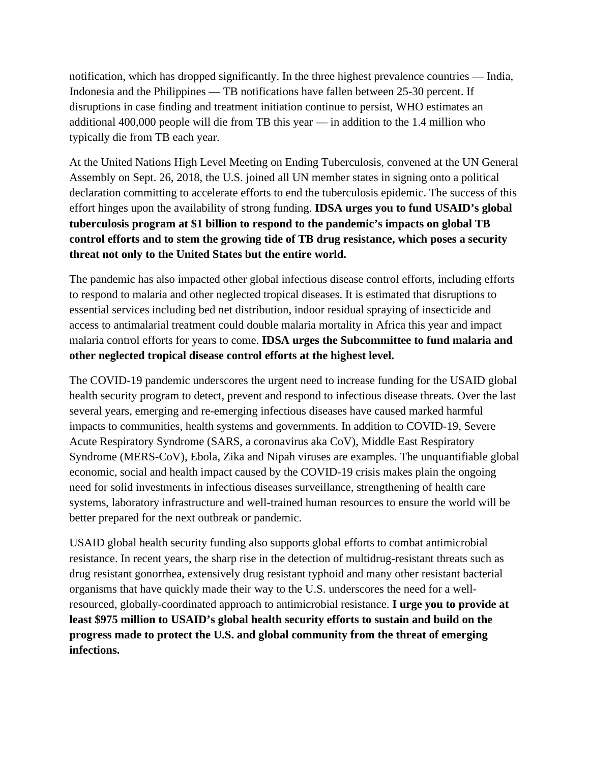notification, which has dropped significantly. In the three highest prevalence countries — India, Indonesia and the Philippines — TB notifications have fallen between 25-30 percent. If disruptions in case finding and treatment initiation continue to persist, WHO estimates an additional 400,000 people will die from TB this year — in addition to the 1.4 million who typically die from TB each year.

At the United Nations High Level Meeting on Ending Tuberculosis, convened at the UN General Assembly on Sept. 26, 2018, the U.S. joined all UN member states in signing onto a political declaration committing to accelerate efforts to end the tuberculosis epidemic. The success of this effort hinges upon the availability of strong funding. **IDSA urges you to fund USAID's global tuberculosis program at $1 billion to respond to the pandemic's impacts on global TB control efforts and to stem the growing tide of TB drug resistance, which poses a security threat not only to the United States but the entire world.**

The pandemic has also impacted other global infectious disease control efforts, including efforts to respond to malaria and other neglected tropical diseases. It is estimated that disruptions to essential services including bed net distribution, indoor residual spraying of insecticide and access to antimalarial treatment could double malaria mortality in Africa this year and impact malaria control efforts for years to come. **IDSA urges the Subcommittee to fund malaria and other neglected tropical disease control efforts at the highest level.**

The COVID-19 pandemic underscores the urgent need to increase funding for the USAID global health security program to detect, prevent and respond to infectious disease threats. Over the last several years, emerging and re-emerging infectious diseases have caused marked harmful impacts to communities, health systems and governments. In addition to COVID-19, Severe Acute Respiratory Syndrome (SARS, a coronavirus aka CoV), Middle East Respiratory Syndrome (MERS-CoV), Ebola, Zika and Nipah viruses are examples. The unquantifiable global economic, social and health impact caused by the COVID-19 crisis makes plain the ongoing need for solid investments in infectious diseases surveillance, strengthening of health care systems, laboratory infrastructure and well-trained human resources to ensure the world will be better prepared for the next outbreak or pandemic.

USAID global health security funding also supports global efforts to combat antimicrobial resistance. In recent years, the sharp rise in the detection of multidrug-resistant threats such as drug resistant gonorrhea, extensively drug resistant typhoid and many other resistant bacterial organisms that have quickly made their way to the U.S. underscores the need for a well-resourced, globally-coordinated approach to antimicrobial resistance. **I urge you to provide at least $975 million to USAID's global health security efforts to sustain and build on the progress made to protect the U.S. and global community from the threat of emerging infections.**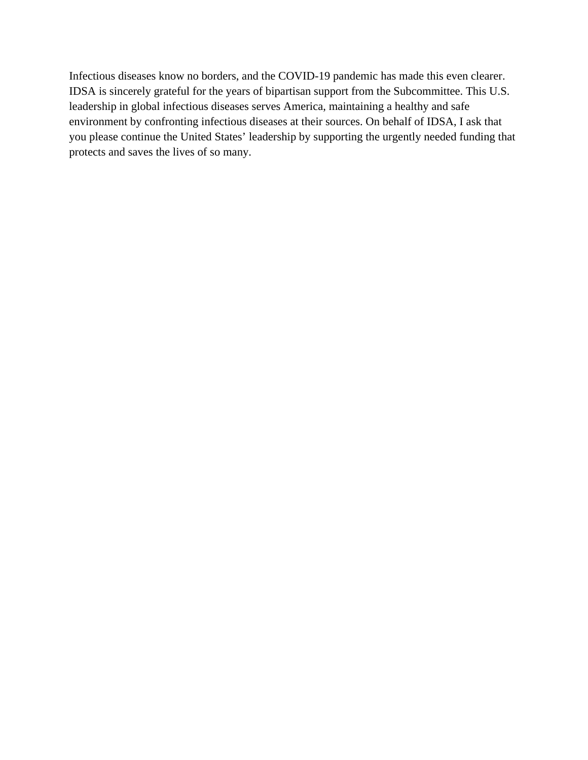Infectious diseases know no borders, and the COVID-19 pandemic has made this even clearer. IDSA is sincerely grateful for the years of bipartisan support from the Subcommittee. This U.S. leadership in global infectious diseases serves America, maintaining a healthy and safe environment by confronting infectious diseases at their sources. On behalf of IDSA, I ask that you please continue the United States' leadership by supporting the urgently needed funding that protects and saves the lives of so many.